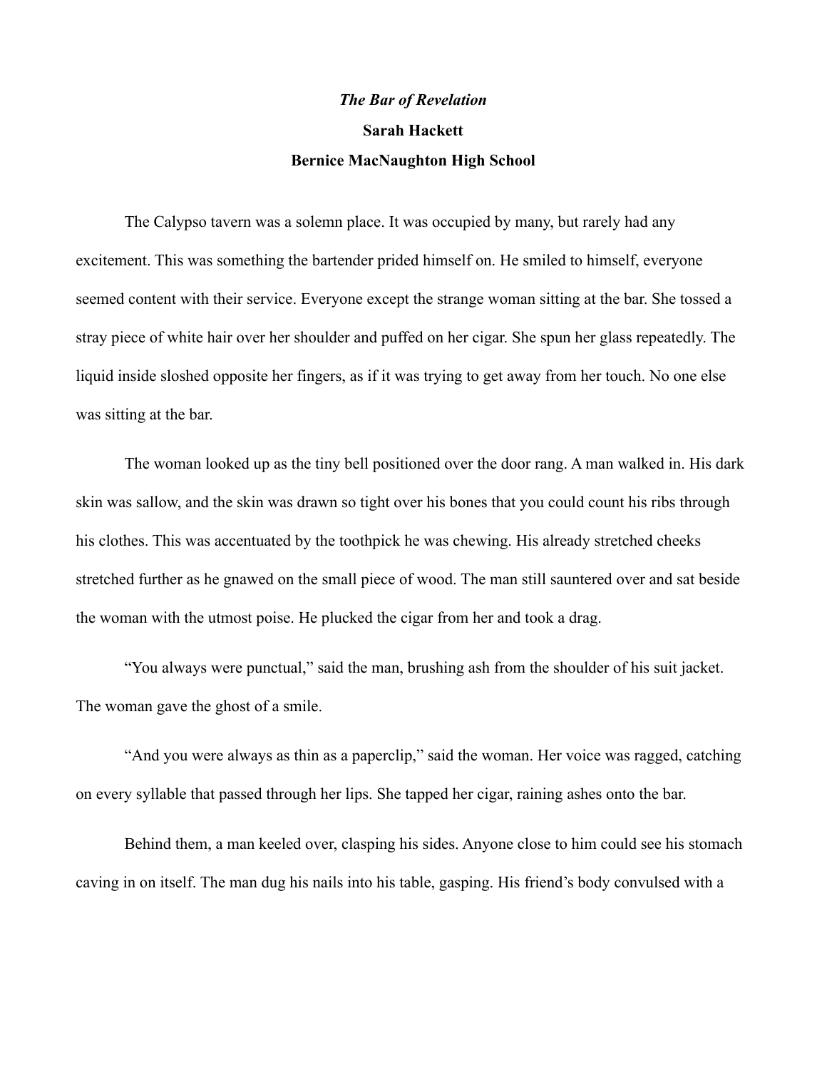*The Bar of Revelation*

**Sarah Hackett**

**Bernice MacNaughton High School**

The Calypso tavern was a solemn place. It was occupied by many, but rarely had any excitement. This was something the bartender prided himself on. He smiled to himself, everyone seemed content with their service. Everyone except the strange woman sitting at the bar. She tossed a stray piece of white hair over her shoulder and puffed on her cigar. She spun her glass repeatedly. The liquid inside sloshed opposite her fingers, as if it was trying to get away from her touch. No one else was sitting at the bar.

The woman looked up as the tiny bell positioned over the door rang. A man walked in. His dark skin was sallow, and the skin was drawn so tight over his bones that you could count his ribs through his clothes. This was accentuated by the toothpick he was chewing. His already stretched cheeks stretched further as he gnawed on the small piece of wood. The man still sauntered over and sat beside the woman with the utmost poise. He plucked the cigar from her and took a drag.

"You always were punctual," said the man, brushing ash from the shoulder of his suit jacket. The woman gave the ghost of a smile.

"And you were always as thin as a paperclip," said the woman. Her voice was ragged, catching on every syllable that passed through her lips. She tapped her cigar, raining ashes onto the bar.

Behind them, a man keeled over, clasping his sides. Anyone close to him could see his stomach caving in on itself. The man dug his nails into his table, gasping. His friend's body convulsed with a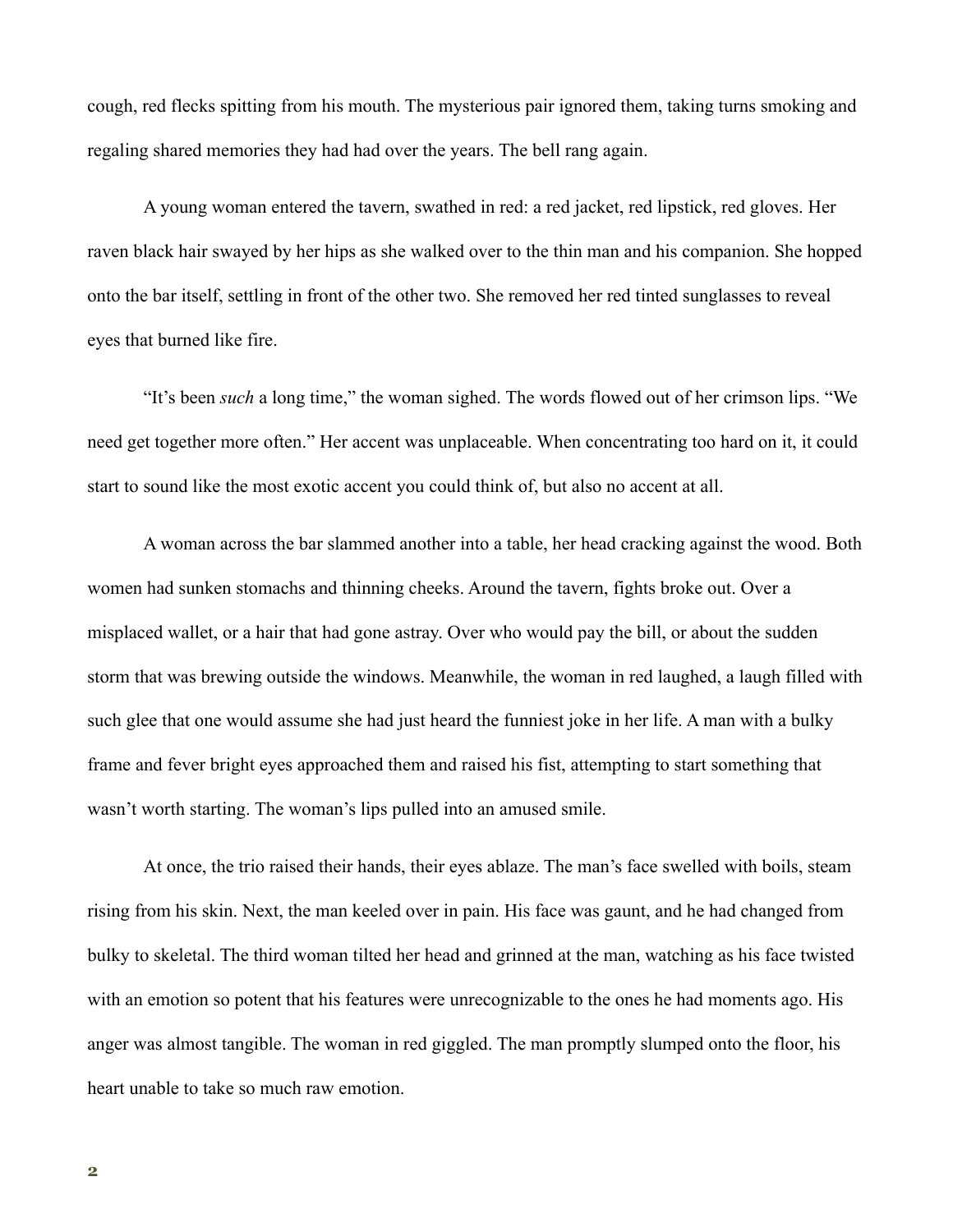cough, red flecks spitting from his mouth. The mysterious pair ignored them, taking turns smoking and regaling shared memories they had had over the years. The bell rang again.

A young woman entered the tavern, swathed in red: a red jacket, red lipstick, red gloves. Her raven black hair swayed by her hips as she walked over to the thin man and his companion. She hopped onto the bar itself, settling in front of the other two. She removed her red tinted sunglasses to reveal eyes that burned like fire.

"It's been *such* a long time," the woman sighed. The words flowed out of her crimson lips. "We need get together more often." Her accent was unplaceable. When concentrating too hard on it, it could start to sound like the most exotic accent you could think of, but also no accent at all.

A woman across the bar slammed another into a table, her head cracking against the wood. Both women had sunken stomachs and thinning cheeks. Around the tavern, fights broke out. Over a misplaced wallet, or a hair that had gone astray. Over who would pay the bill, or about the sudden storm that was brewing outside the windows. Meanwhile, the woman in red laughed, a laugh filled with such glee that one would assume she had just heard the funniest joke in her life. A man with a bulky frame and fever bright eyes approached them and raised his fist, attempting to start something that wasn't worth starting. The woman's lips pulled into an amused smile.

At once, the trio raised their hands, their eyes ablaze. The man's face swelled with boils, steam rising from his skin. Next, the man keeled over in pain. His face was gaunt, and he had changed from bulky to skeletal. The third woman tilted her head and grinned at the man, watching as his face twisted with an emotion so potent that his features were unrecognizable to the ones he had moments ago. His anger was almost tangible. The woman in red giggled. The man promptly slumped onto the floor, his heart unable to take so much raw emotion.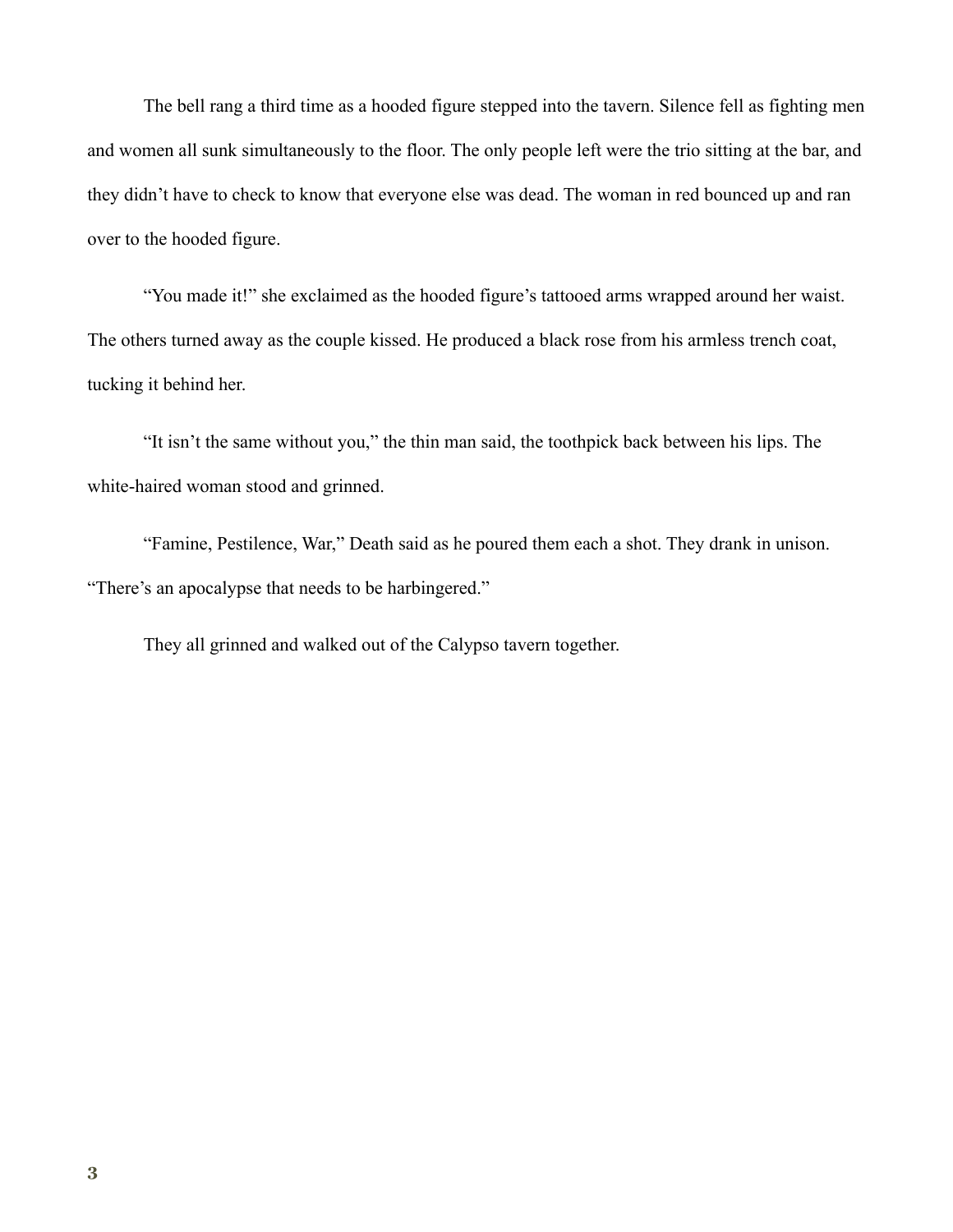The bell rang a third time as a hooded figure stepped into the tavern. Silence fell as fighting men and women all sunk simultaneously to the floor. The only people left were the trio sitting at the bar, and they didn't have to check to know that everyone else was dead. The woman in red bounced up and ran over to the hooded figure.

"You made it!" she exclaimed as the hooded figure's tattooed arms wrapped around her waist. The others turned away as the couple kissed. He produced a black rose from his armless trench coat, tucking it behind her.

"It isn't the same without you," the thin man said, the toothpick back between his lips. The white-haired woman stood and grinned.

"Famine, Pestilence, War," Death said as he poured them each a shot. They drank in unison. "There's an apocalypse that needs to be harbingered."

They all grinned and walked out of the Calypso tavern together.